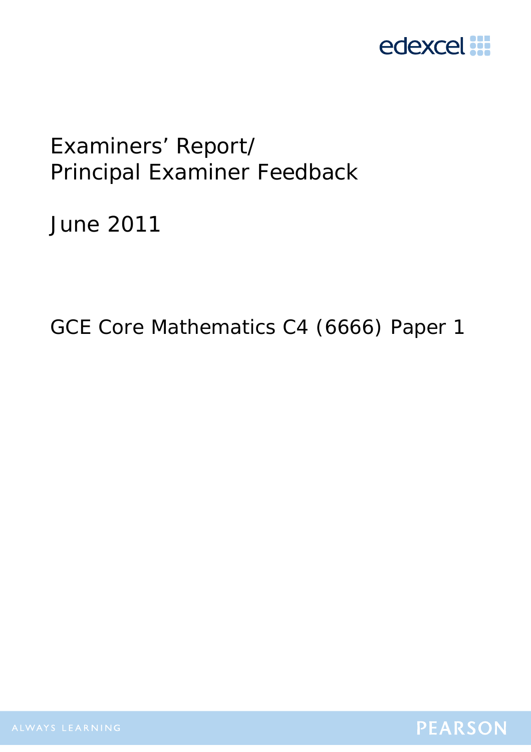edexcel

# Examiners' Report/ Principal Examiner Feedback

June 2011

GCE Core Mathematics C4 (6666) Paper 1

ALWAYS LEARNING

PEARSON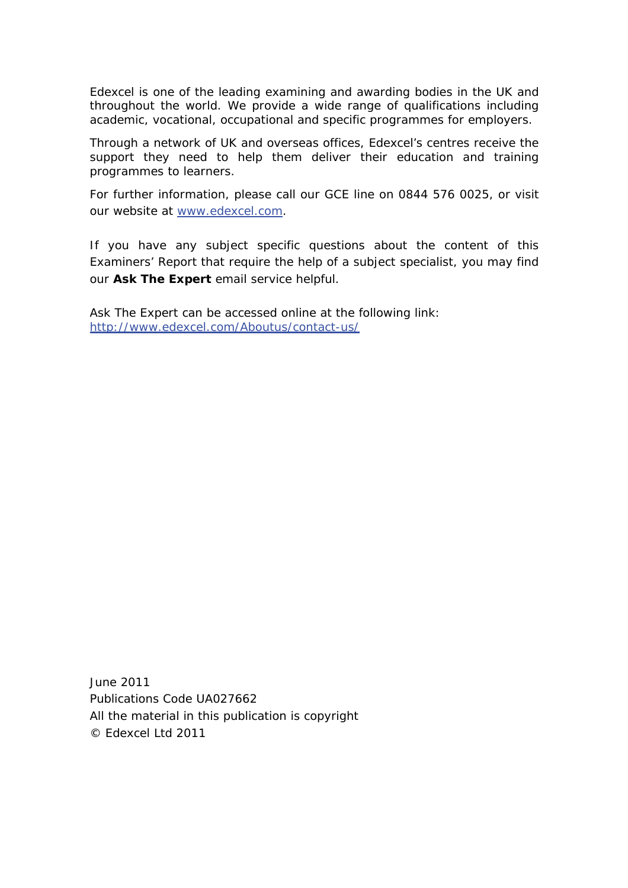Edexcel is one of the leading examining and awarding bodies in the UK and throughout the world. We provide a wide range of qualifications including academic, vocational, occupational and specific programmes for employers.

Through a network of UK and overseas offices, Edexcel's centres receive the support they need to help them deliver their education and training programmes to learners.

For further information, please call our GCE line on 0844 576 0025, or visit our website at www.edexcel.com.

If you have any subject specific questions about the content of this Examiners' Report that require the help of a subject specialist, you may find our **Ask The Expert** email service helpful.

Ask The Expert can be accessed online at the following link:
http://www.edexcel.com/Aboutus/contact-us/

June 2011
Publications Code UA027662
All the material in this publication is copyright
© Edexcel Ltd 2011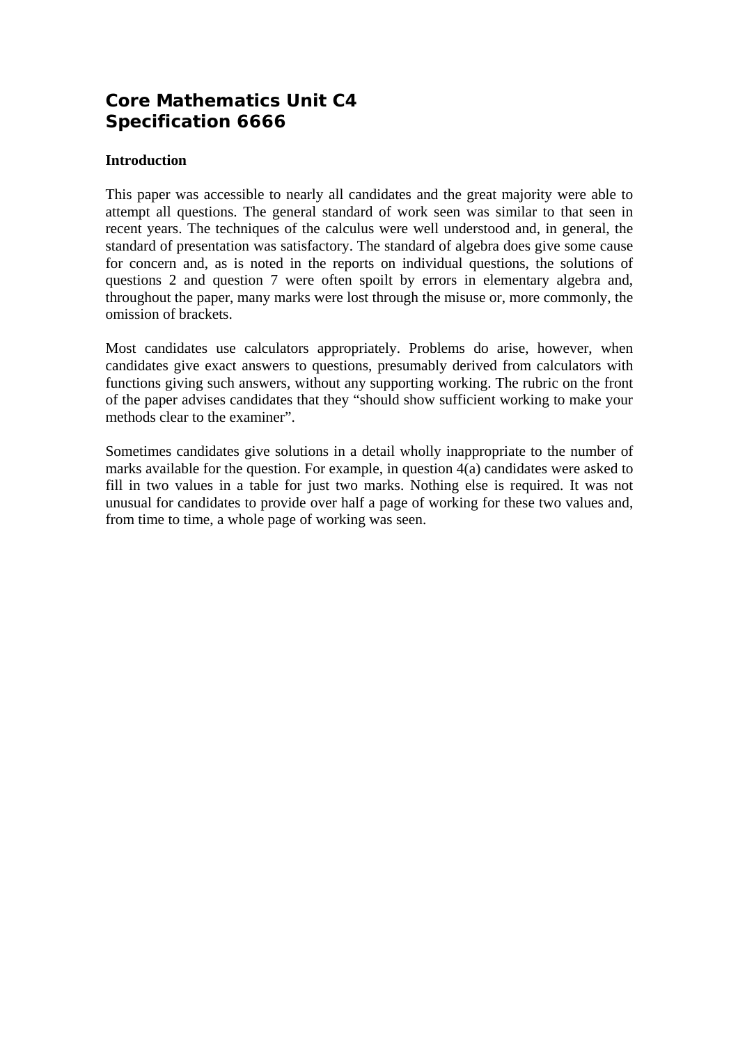# Core Mathematics Unit C4
# Specification 6666

**Introduction**

This paper was accessible to nearly all candidates and the great majority were able to attempt all questions. The general standard of work seen was similar to that seen in recent years. The techniques of the calculus were well understood and, in general, the standard of presentation was satisfactory. The standard of algebra does give some cause for concern and, as is noted in the reports on individual questions, the solutions of questions 2 and question 7 were often spoilt by errors in elementary algebra and, throughout the paper, many marks were lost through the misuse or, more commonly, the omission of brackets.

Most candidates use calculators appropriately. Problems do arise, however, when candidates give exact answers to questions, presumably derived from calculators with functions giving such answers, without any supporting working. The rubric on the front of the paper advises candidates that they "should show sufficient working to make your methods clear to the examiner".

Sometimes candidates give solutions in a detail wholly inappropriate to the number of marks available for the question. For example, in question 4(a) candidates were asked to fill in two values in a table for just two marks. Nothing else is required. It was not unusual for candidates to provide over half a page of working for these two values and, from time to time, a whole page of working was seen.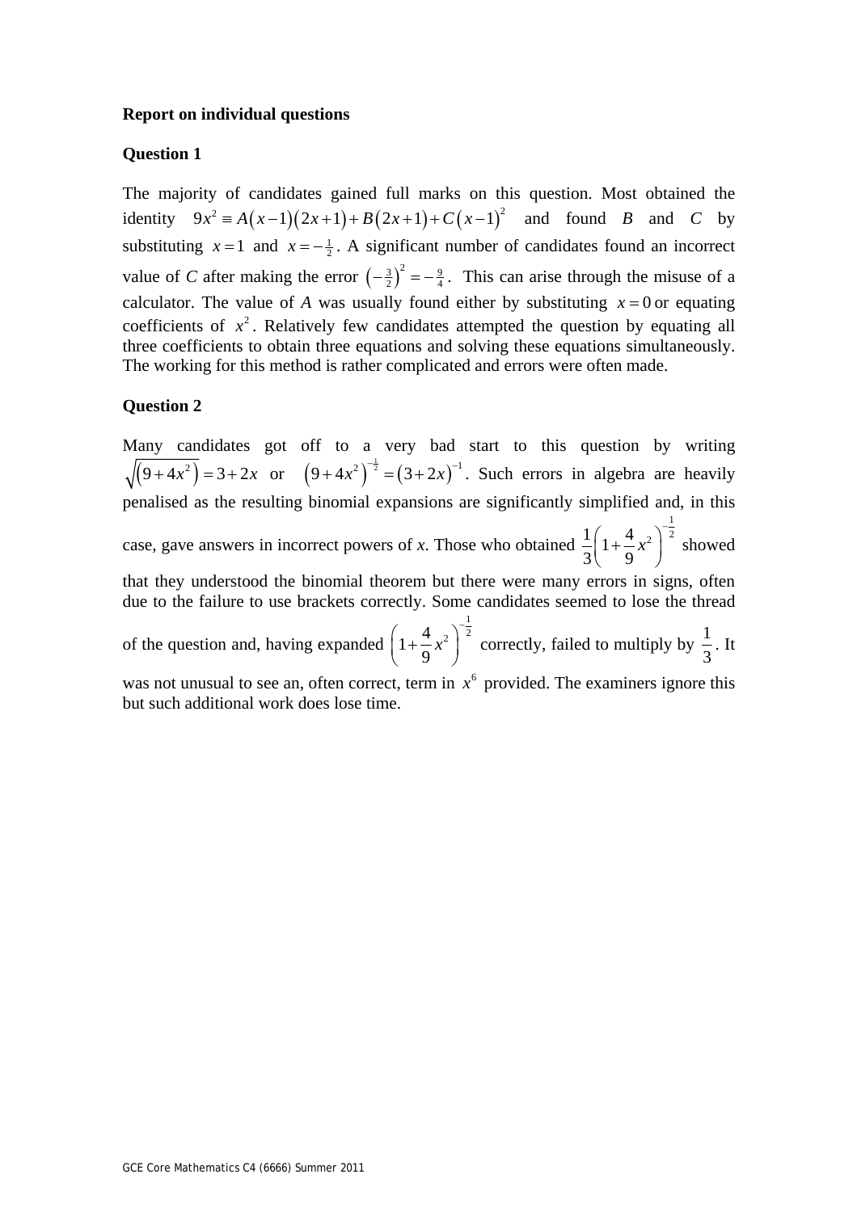**Report on individual questions**

**Question 1**

The majority of candidates gained full marks on this question. Most obtained the identity $9x^2 \equiv A(x-1)(2x+1) + B(2x+1) + C(x-1)^2$ and found $B$ and $C$ by substituting $x = 1$ and $x = -\frac{1}{2}$. A significant number of candidates found an incorrect value of $C$ after making the error $\left(-\frac{3}{2}\right)^2 = -\frac{9}{4}$. This can arise through the misuse of a calculator. The value of $A$ was usually found either by substituting $x = 0$ or equating coefficients of $x^2$. Relatively few candidates attempted the question by equating all three coefficients to obtain three equations and solving these equations simultaneously. The working for this method is rather complicated and errors were often made.

**Question 2**

Many candidates got off to a very bad start to this question by writing $\sqrt{(9+4x^2)} = 3 + 2x$ or $(9+4x^2)^{-\frac{1}{2}} = (3+2x)^{-1}$. Such errors in algebra are heavily penalised as the resulting binomial expansions are significantly simplified and, in this case, gave answers in incorrect powers of *x*. Those who obtained $\frac{1}{3}\left(1+\frac{4}{9}x^2\right)^{-\frac{1}{2}}$ showed that they understood the binomial theorem but there were many errors in signs, often due to the failure to use brackets correctly. Some candidates seemed to lose the thread of the question and, having expanded $\left(1+\frac{4}{9}x^2\right)^{-\frac{1}{2}}$ correctly, failed to multiply by $\frac{1}{3}$. It was not unusual to see an, often correct, term in $x^6$ provided. The examiners ignore this but such additional work does lose time.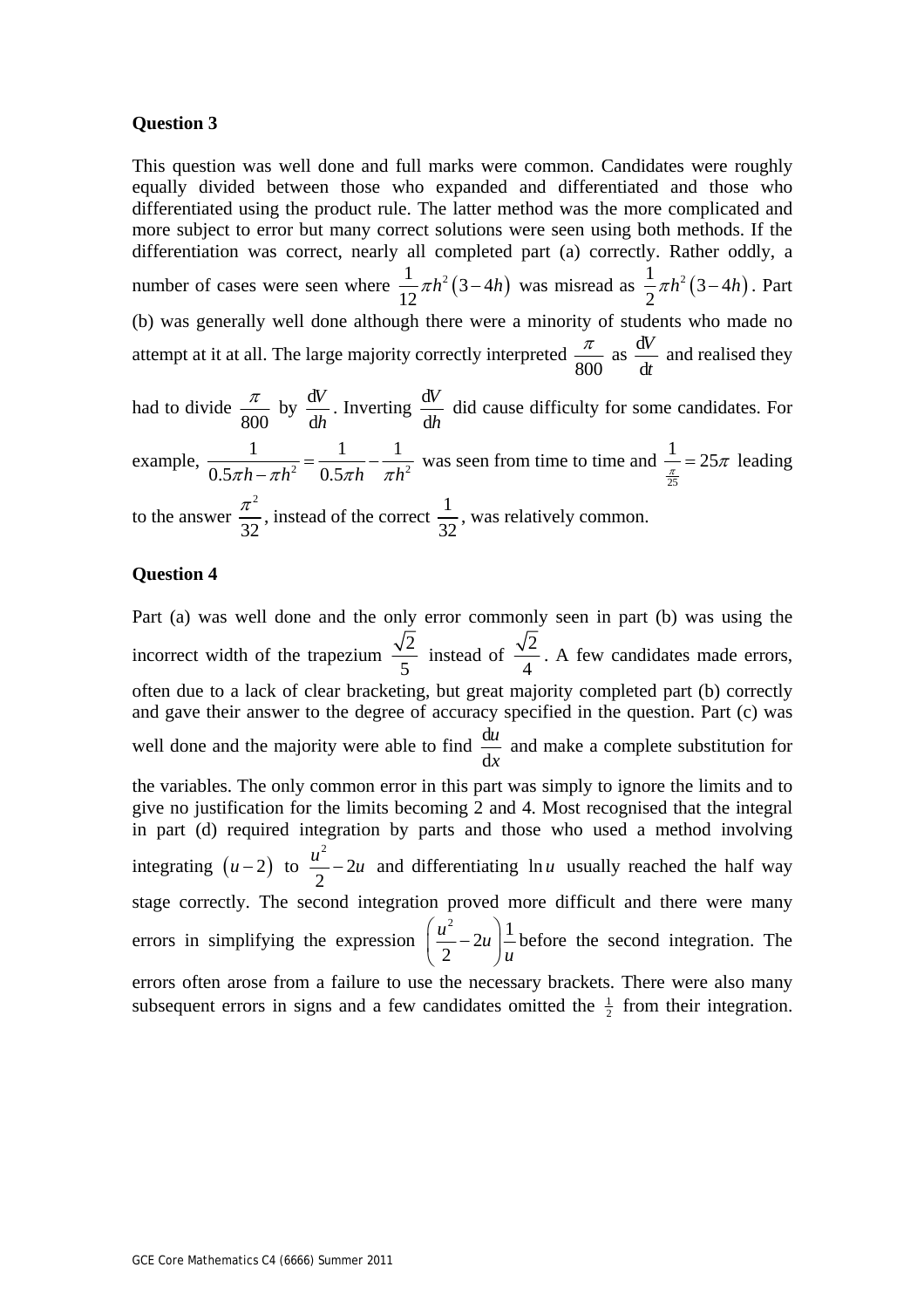**Question 3**

This question was well done and full marks were common. Candidates were roughly equally divided between those who expanded and differentiated and those who differentiated using the product rule. The latter method was the more complicated and more subject to error but many correct solutions were seen using both methods. If the differentiation was correct, nearly all completed part (a) correctly. Rather oddly, a number of cases were seen where $\frac{1}{12}\pi h^2(3-4h)$ was misread as $\frac{1}{2}\pi h^2(3-4h)$. Part (b) was generally well done although there were a minority of students who made no attempt at it at all. The large majority correctly interpreted $\frac{\pi}{800}$ as $\frac{\mathrm{d}V}{\mathrm{d}t}$ and realised they had to divide $\frac{\pi}{800}$ by $\frac{\mathrm{d}V}{\mathrm{d}h}$. Inverting $\frac{\mathrm{d}V}{\mathrm{d}h}$ did cause difficulty for some candidates. For example, $\frac{1}{0.5\pi h-\pi h^2}=\frac{1}{0.5\pi h}-\frac{1}{\pi h^2}$ was seen from time to time and $\frac{1}{\frac{\pi}{25}}=25\pi$ leading to the answer $\frac{\pi^2}{32}$, instead of the correct $\frac{1}{32}$, was relatively common.

**Question 4**

Part (a) was well done and the only error commonly seen in part (b) was using the incorrect width of the trapezium $\frac{\sqrt{2}}{5}$ instead of $\frac{\sqrt{2}}{4}$. A few candidates made errors, often due to a lack of clear bracketing, but great majority completed part (b) correctly and gave their answer to the degree of accuracy specified in the question. Part (c) was well done and the majority were able to find $\frac{\mathrm{d}u}{\mathrm{d}x}$ and make a complete substitution for the variables. The only common error in this part was simply to ignore the limits and to give no justification for the limits becoming 2 and 4. Most recognised that the integral in part (d) required integration by parts and those who used a method involving integrating $(u-2)$ to $\frac{u^2}{2}-2u$ and differentiating $\ln u$ usually reached the half way stage correctly. The second integration proved more difficult and there were many errors in simplifying the expression $\left(\frac{u^2}{2}-2u\right)\frac{1}{u}$ before the second integration. The errors often arose from a failure to use the necessary brackets. There were also many subsequent errors in signs and a few candidates omitted the $\frac{1}{2}$ from their integration.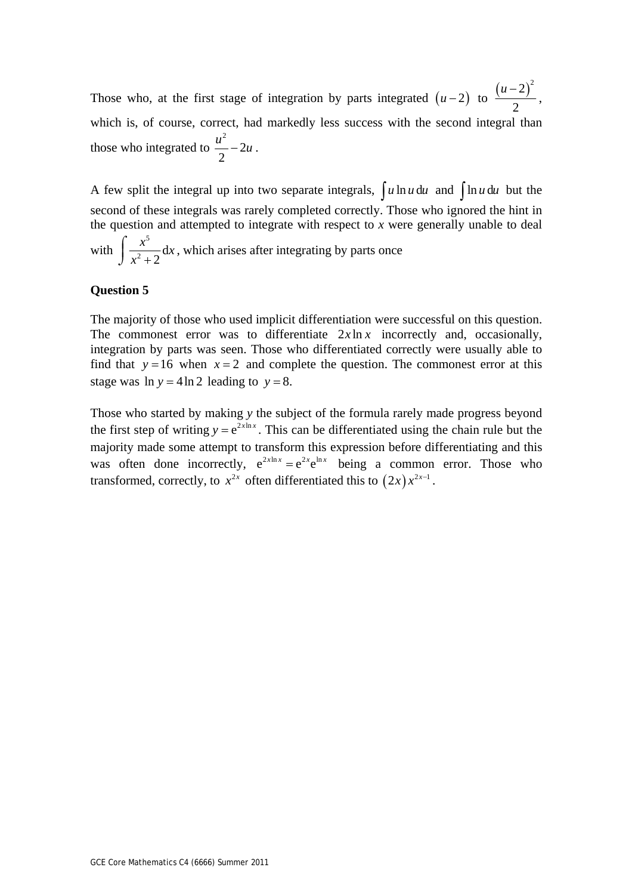Those who, at the first stage of integration by parts integrated $(u-2)$ to $\frac{(u-2)^2}{2}$, which is, of course, correct, had markedly less success with the second integral than those who integrated to $\frac{u^2}{2} - 2u$.

A few split the integral up into two separate integrals, $\int u \ln u \, \mathrm{d}u$ and $\int \ln u \, \mathrm{d}u$ but the second of these integrals was rarely completed correctly. Those who ignored the hint in the question and attempted to integrate with respect to $x$ were generally unable to deal with $\int \frac{x^5}{x^2+2} \mathrm{d}x$, which arises after integrating by parts once

### Question 5

The majority of those who used implicit differentiation were successful on this question. The commonest error was to differentiate $2x \ln x$ incorrectly and, occasionally, integration by parts was seen. Those who differentiated correctly were usually able to find that $y = 16$ when $x = 2$ and complete the question. The commonest error at this stage was $\ln y = 4 \ln 2$ leading to $y = 8$.

Those who started by making $y$ the subject of the formula rarely made progress beyond the first step of writing $y = \mathrm{e}^{2x \ln x}$. This can be differentiated using the chain rule but the majority made some attempt to transform this expression before differentiating and this was often done incorrectly, $\mathrm{e}^{2x \ln x} = \mathrm{e}^{2x} \mathrm{e}^{\ln x}$ being a common error. Those who transformed, correctly, to $x^{2x}$ often differentiated this to $(2x)x^{2x-1}$.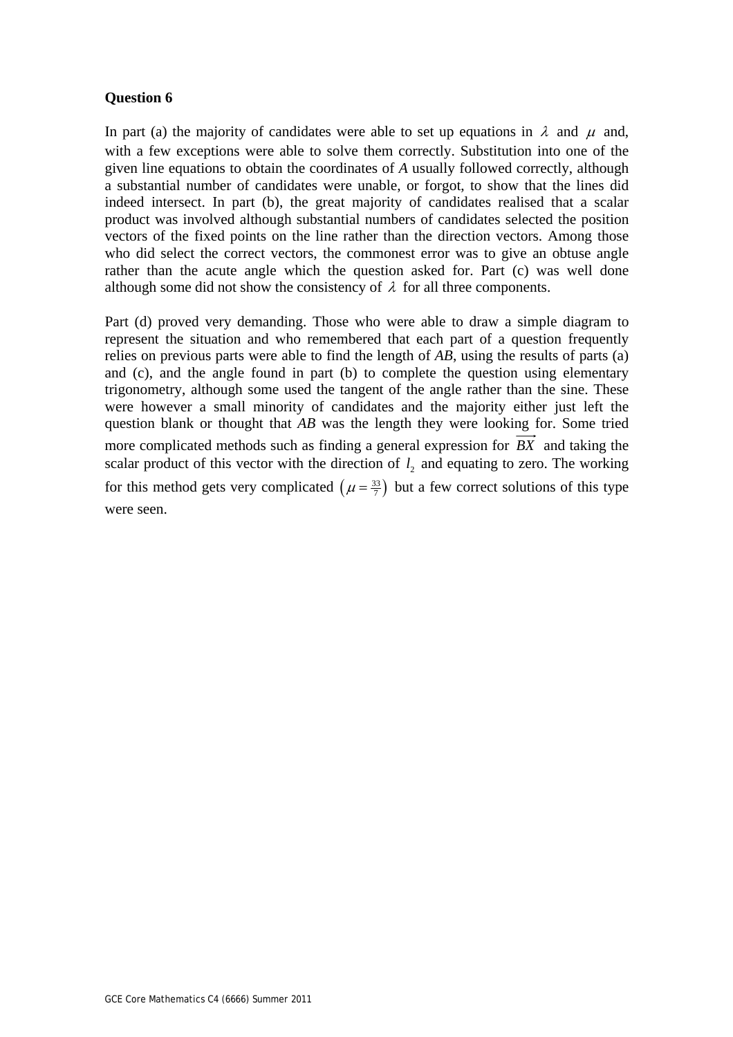**Question 6**

In part (a) the majority of candidates were able to set up equations in $\lambda$ and $\mu$ and, with a few exceptions were able to solve them correctly. Substitution into one of the given line equations to obtain the coordinates of *A* usually followed correctly, although a substantial number of candidates were unable, or forgot, to show that the lines did indeed intersect. In part (b), the great majority of candidates realised that a scalar product was involved although substantial numbers of candidates selected the position vectors of the fixed points on the line rather than the direction vectors. Among those who did select the correct vectors, the commonest error was to give an obtuse angle rather than the acute angle which the question asked for. Part (c) was well done although some did not show the consistency of $\lambda$ for all three components.

Part (d) proved very demanding. Those who were able to draw a simple diagram to represent the situation and who remembered that each part of a question frequently relies on previous parts were able to find the length of *AB*, using the results of parts (a) and (c), and the angle found in part (b) to complete the question using elementary trigonometry, although some used the tangent of the angle rather than the sine. These were however a small minority of candidates and the majority either just left the question blank or thought that *AB* was the length they were looking for. Some tried more complicated methods such as finding a general expression for $\overrightarrow{BX}$ and taking the scalar product of this vector with the direction of $l_2$ and equating to zero. The working for this method gets very complicated $\left(\mu = \frac{33}{7}\right)$ but a few correct solutions of this type were seen.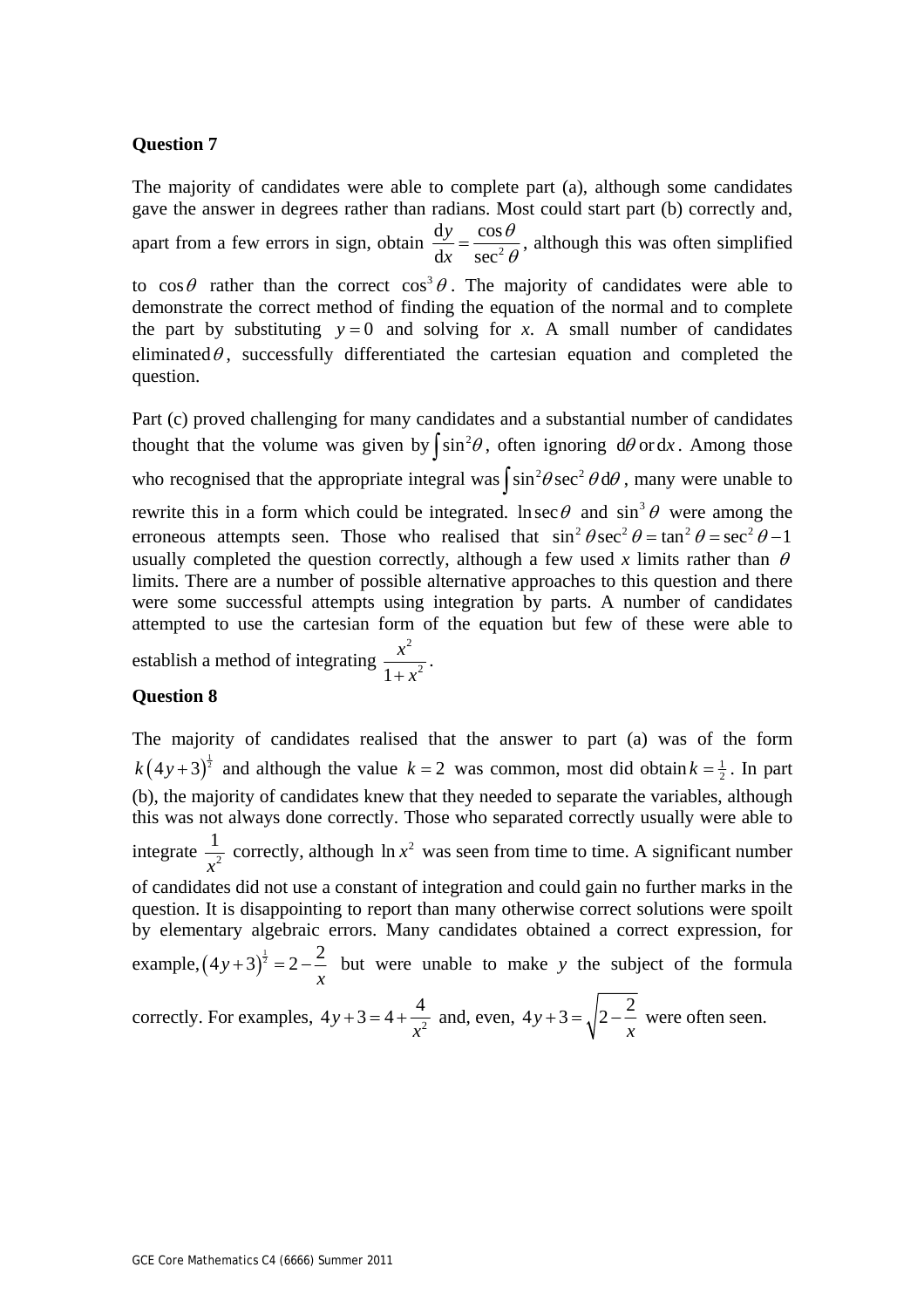**Question 7**

The majority of candidates were able to complete part (a), although some candidates gave the answer in degrees rather than radians. Most could start part (b) correctly and, apart from a few errors in sign, obtain $\frac{\mathrm{d}y}{\mathrm{d}x} = \frac{\cos\theta}{\sec^2\theta}$, although this was often simplified to $\cos\theta$ rather than the correct $\cos^3\theta$. The majority of candidates were able to demonstrate the correct method of finding the equation of the normal and to complete the part by substituting $y = 0$ and solving for *x*. A small number of candidates eliminated $\theta$, successfully differentiated the cartesian equation and completed the question.

Part (c) proved challenging for many candidates and a substantial number of candidates thought that the volume was given by $\int \sin^2\theta$, often ignoring $\mathrm{d}\theta$ or $\mathrm{d}x$. Among those who recognised that the appropriate integral was $\int \sin^2\theta \sec^2\theta \, \mathrm{d}\theta$, many were unable to rewrite this in a form which could be integrated. $\ln\sec\theta$ and $\sin^3\theta$ were among the erroneous attempts seen. Those who realised that $\sin^2\theta\sec^2\theta = \tan^2\theta = \sec^2\theta - 1$ usually completed the question correctly, although a few used *x* limits rather than $\theta$ limits. There are a number of possible alternative approaches to this question and there were some successful attempts using integration by parts. A number of candidates attempted to use the cartesian form of the equation but few of these were able to establish a method of integrating $\frac{x^2}{1+x^2}$.

**Question 8**

The majority of candidates realised that the answer to part (a) was of the form $k(4y+3)^{\frac{1}{2}}$ and although the value $k = 2$ was common, most did obtain $k = \frac{1}{2}$. In part (b), the majority of candidates knew that they needed to separate the variables, although this was not always done correctly. Those who separated correctly usually were able to integrate $\frac{1}{x^2}$ correctly, although $\ln x^2$ was seen from time to time. A significant number of candidates did not use a constant of integration and could gain no further marks in the question. It is disappointing to report than many otherwise correct solutions were spoilt by elementary algebraic errors. Many candidates obtained a correct expression, for example, $(4y+3)^{\frac{1}{2}} = 2 - \frac{2}{x}$ but were unable to make *y* the subject of the formula correctly. For examples, $4y + 3 = 4 + \frac{4}{x^2}$ and, even, $4y + 3 = \sqrt{2 - \frac{2}{x}}$ were often seen.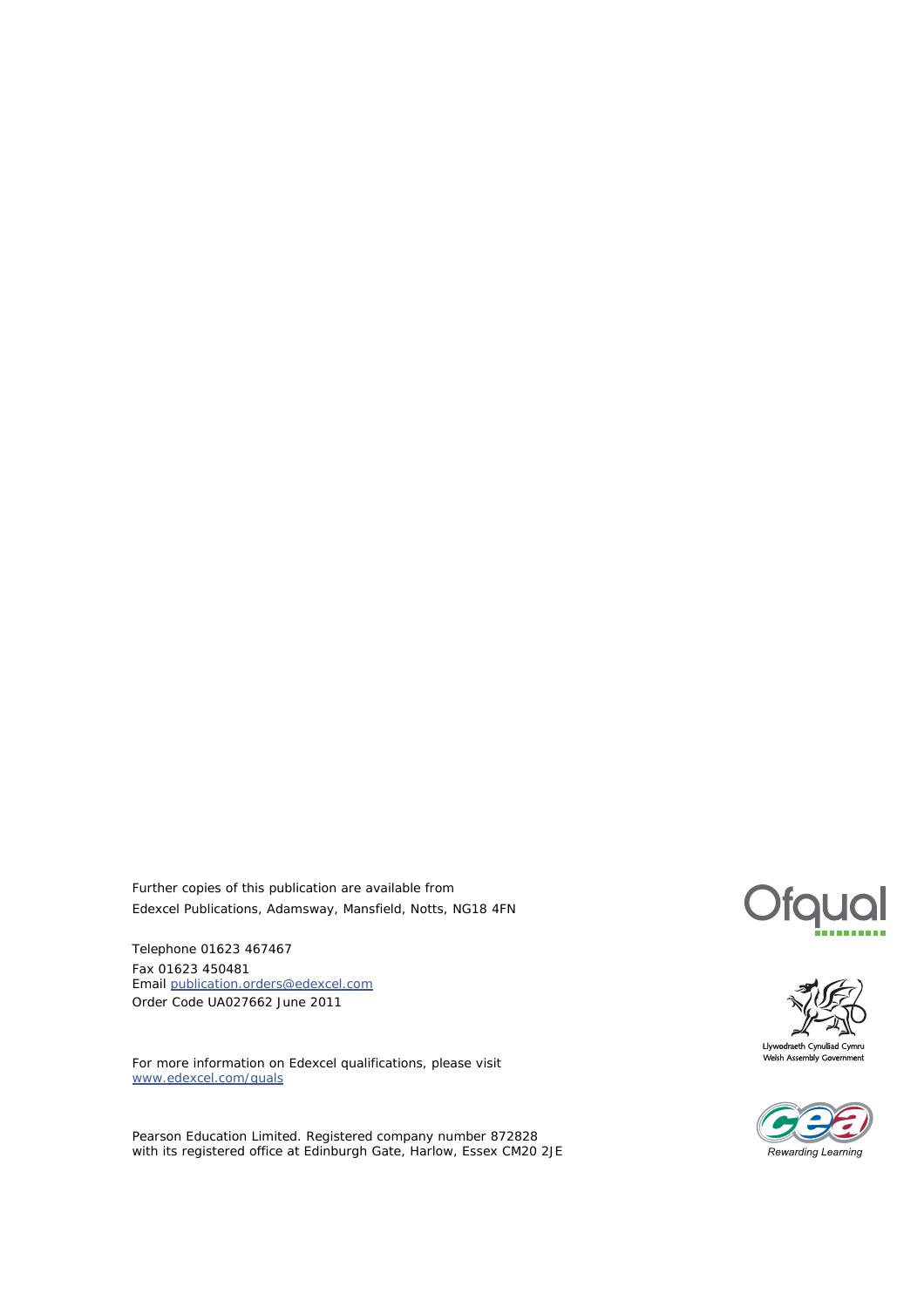Further copies of this publication are available from
Edexcel Publications, Adamsway, Mansfield, Notts, NG18 4FN

Telephone 01623 467467
Fax 01623 450481
Email publication.orders@edexcel.com
Order Code UA027662 June 2011

For more information on Edexcel qualifications, please visit
www.edexcel.com/quals

Pearson Education Limited. Registered company number 872828
with its registered office at Edinburgh Gate, Harlow, Essex CM20 2JE

Ofqual

Llywodraeth Cynulliad Cymru
Welsh Assembly Government

Rewarding Learning